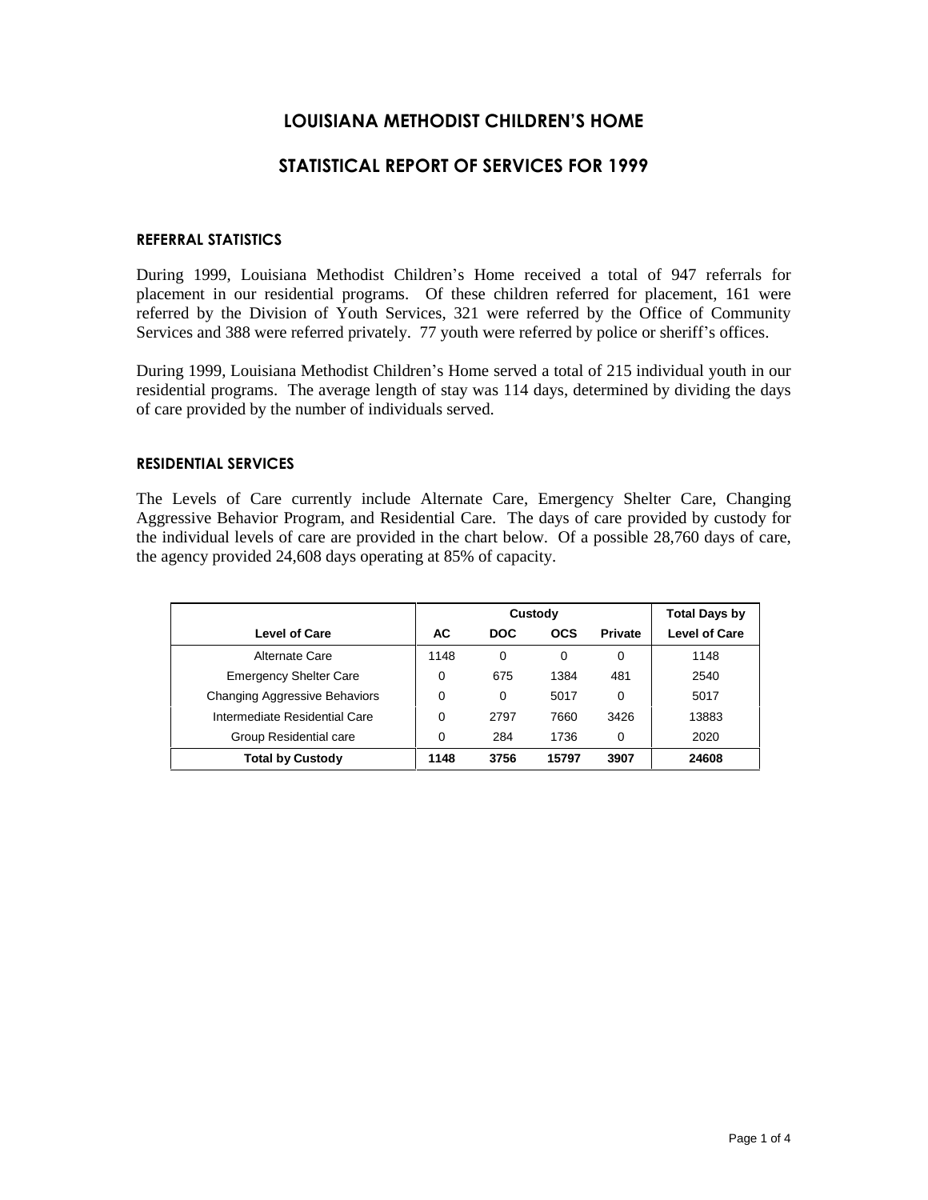# LOUISIANA METHODIST CHILDREN'S HOME

## STATISTICAL REPORT OF SERVICES FOR 1999

### REFERRAL STATISTICS

During 1999, Louisiana Methodist Children's Home received a total of 947 referrals for placement in our residential programs. Of these children referred for placement, 161 were referred by the Division of Youth Services, 321 were referred by the Office of Community Services and 388 were referred privately. 77 youth were referred by police or sheriff's offices.

During 1999, Louisiana Methodist Children's Home served a total of 215 individual youth in our residential programs. The average length of stay was 114 days, determined by dividing the days of care provided by the number of individuals served.

### RESIDENTIAL SERVICES

The Levels of Care currently include Alternate Care, Emergency Shelter Care, Changing Aggressive Behavior Program, and Residential Care. The days of care provided by custody for the individual levels of care are provided in the chart below. Of a possible 28,760 days of care, the agency provided 24,608 days operating at 85% of capacity.

| | Custody | | | | Total Days by |
|---|---|---|---|---|---|
| **Level of Care** | **AC** | **DOC** | **OCS** | **Private** | **Level of Care** |
| Alternate Care | 1148 | 0 | 0 | 0 | 1148 |
| Emergency Shelter Care | 0 | 675 | 1384 | 481 | 2540 |
| Changing Aggressive Behaviors | 0 | 0 | 5017 | 0 | 5017 |
| Intermediate Residential Care | 0 | 2797 | 7660 | 3426 | 13883 |
| Group Residential care | 0 | 284 | 1736 | 0 | 2020 |
| **Total by Custody** | **1148** | **3756** | **15797** | **3907** | **24608** |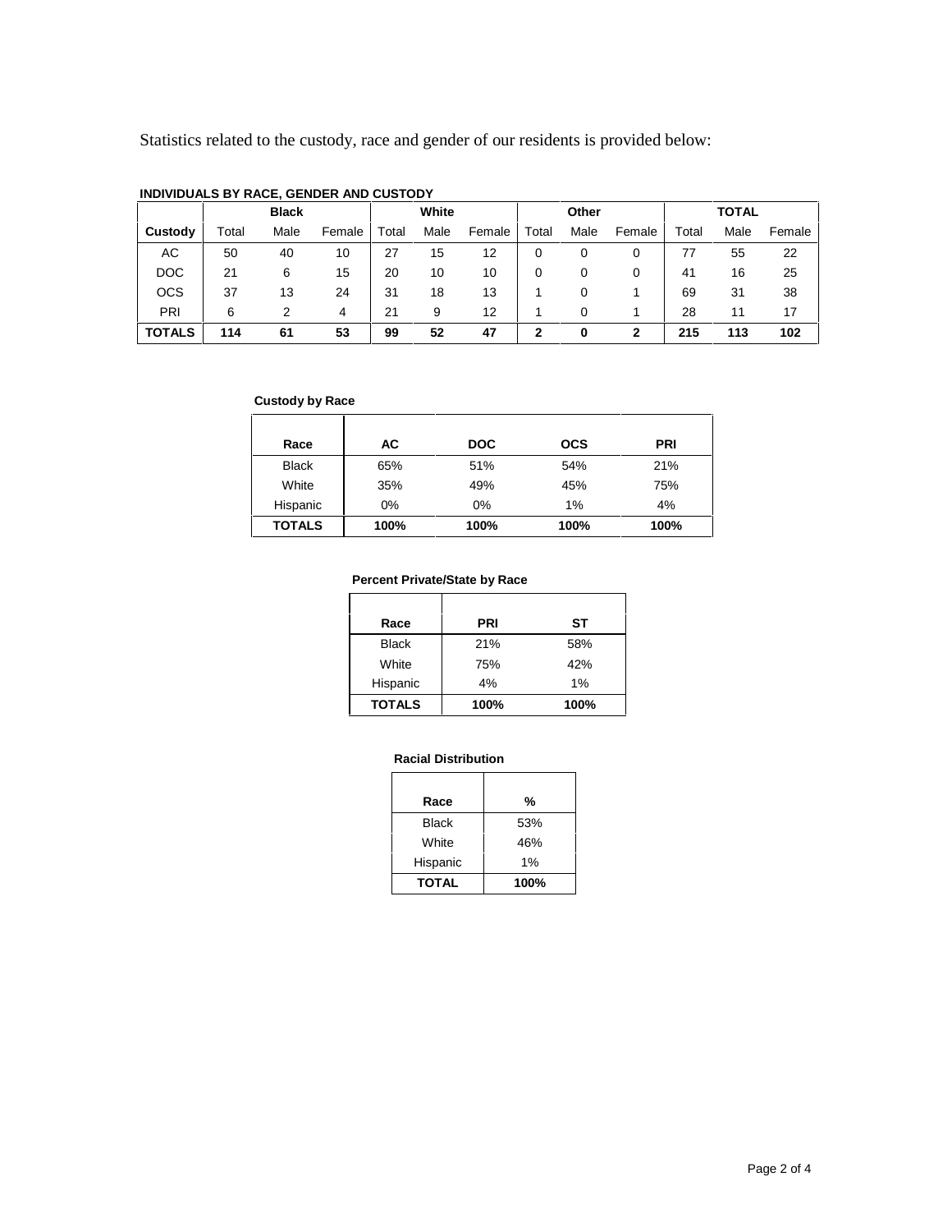Statistics related to the custody, race and gender of our residents is provided below:

**INDIVIDUALS BY RACE, GENDER AND CUSTODY**

| | Black | | | White | | | Other | | | TOTAL | | |
|---|---|---|---|---|---|---|---|---|---|---|---|---|
| **Custody** | Total | Male | Female | Total | Male | Female | Total | Male | Female | Total | Male | Female |
| AC | 50 | 40 | 10 | 27 | 15 | 12 | 0 | 0 | 0 | 77 | 55 | 22 |
| DOC | 21 | 6 | 15 | 20 | 10 | 10 | 0 | 0 | 0 | 41 | 16 | 25 |
| OCS | 37 | 13 | 24 | 31 | 18 | 13 | 1 | 0 | 1 | 69 | 31 | 38 |
| PRI | 6 | 2 | 4 | 21 | 9 | 12 | 1 | 0 | 1 | 28 | 11 | 17 |
| **TOTALS** | **114** | **61** | **53** | **99** | **52** | **47** | **2** | **0** | **2** | **215** | **113** | **102** |

**Custody by Race**

| Race | AC | DOC | OCS | PRI |
|---|---|---|---|---|
| Black | 65% | 51% | 54% | 21% |
| White | 35% | 49% | 45% | 75% |
| Hispanic | 0% | 0% | 1% | 4% |
| **TOTALS** | **100%** | **100%** | **100%** | **100%** |

**Percent Private/State by Race**

| Race | PRI | ST |
|---|---|---|
| Black | 21% | 58% |
| White | 75% | 42% |
| Hispanic | 4% | 1% |
| **TOTALS** | **100%** | **100%** |

**Racial Distribution**

| Race | % |
|---|---|
| Black | 53% |
| White | 46% |
| Hispanic | 1% |
| **TOTAL** | **100%** |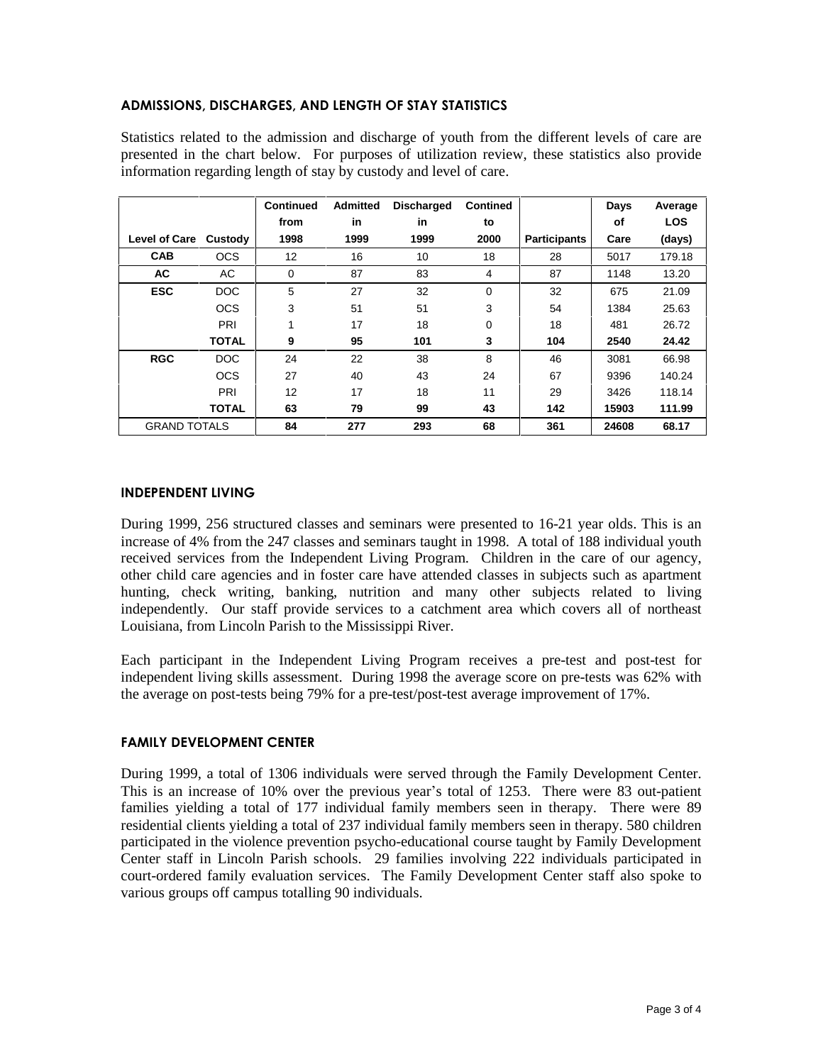## ADMISSIONS, DISCHARGES, AND LENGTH OF STAY STATISTICS

Statistics related to the admission and discharge of youth from the different levels of care are presented in the chart below. For purposes of utilization review, these statistics also provide information regarding length of stay by custody and level of care.

| Level of Care | Custody | Continued from 1998 | Admitted in 1999 | Discharged in 1999 | Contined to 2000 | Participants | Days of Care | Average LOS (days) |
|---|---|---|---|---|---|---|---|---|
| **CAB** | OCS | 12 | 16 | 10 | 18 | 28 | 5017 | 179.18 |
| **AC** | AC | 0 | 87 | 83 | 4 | 87 | 1148 | 13.20 |
| **ESC** | DOC | 5 | 27 | 32 | 0 | 32 | 675 | 21.09 |
| | OCS | 3 | 51 | 51 | 3 | 54 | 1384 | 25.63 |
| | PRI | 1 | 17 | 18 | 0 | 18 | 481 | 26.72 |
| | **TOTAL** | **9** | **95** | **101** | **3** | **104** | **2540** | **24.42** |
| **RGC** | DOC | 24 | 22 | 38 | 8 | 46 | 3081 | 66.98 |
| | OCS | 27 | 40 | 43 | 24 | 67 | 9396 | 140.24 |
| | PRI | 12 | 17 | 18 | 11 | 29 | 3426 | 118.14 |
| | **TOTAL** | **63** | **79** | **99** | **43** | **142** | **15903** | **111.99** |
| GRAND TOTALS | | **84** | **277** | **293** | **68** | **361** | **24608** | **68.17** |

## INDEPENDENT LIVING

During 1999, 256 structured classes and seminars were presented to 16-21 year olds. This is an increase of 4% from the 247 classes and seminars taught in 1998. A total of 188 individual youth received services from the Independent Living Program. Children in the care of our agency, other child care agencies and in foster care have attended classes in subjects such as apartment hunting, check writing, banking, nutrition and many other subjects related to living independently. Our staff provide services to a catchment area which covers all of northeast Louisiana, from Lincoln Parish to the Mississippi River.

Each participant in the Independent Living Program receives a pre-test and post-test for independent living skills assessment. During 1998 the average score on pre-tests was 62% with the average on post-tests being 79% for a pre-test/post-test average improvement of 17%.

## FAMILY DEVELOPMENT CENTER

During 1999, a total of 1306 individuals were served through the Family Development Center. This is an increase of 10% over the previous year's total of 1253. There were 83 out-patient families yielding a total of 177 individual family members seen in therapy. There were 89 residential clients yielding a total of 237 individual family members seen in therapy. 580 children participated in the violence prevention psycho-educational course taught by Family Development Center staff in Lincoln Parish schools. 29 families involving 222 individuals participated in court-ordered family evaluation services. The Family Development Center staff also spoke to various groups off campus totalling 90 individuals.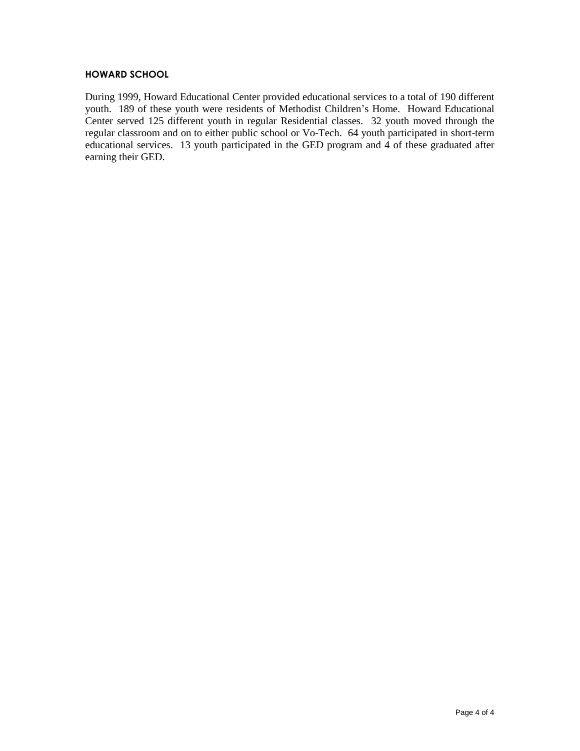## HOWARD SCHOOL

During 1999, Howard Educational Center provided educational services to a total of 190 different youth. 189 of these youth were residents of Methodist Children's Home. Howard Educational Center served 125 different youth in regular Residential classes. 32 youth moved through the regular classroom and on to either public school or Vo-Tech. 64 youth participated in short-term educational services. 13 youth participated in the GED program and 4 of these graduated after earning their GED.